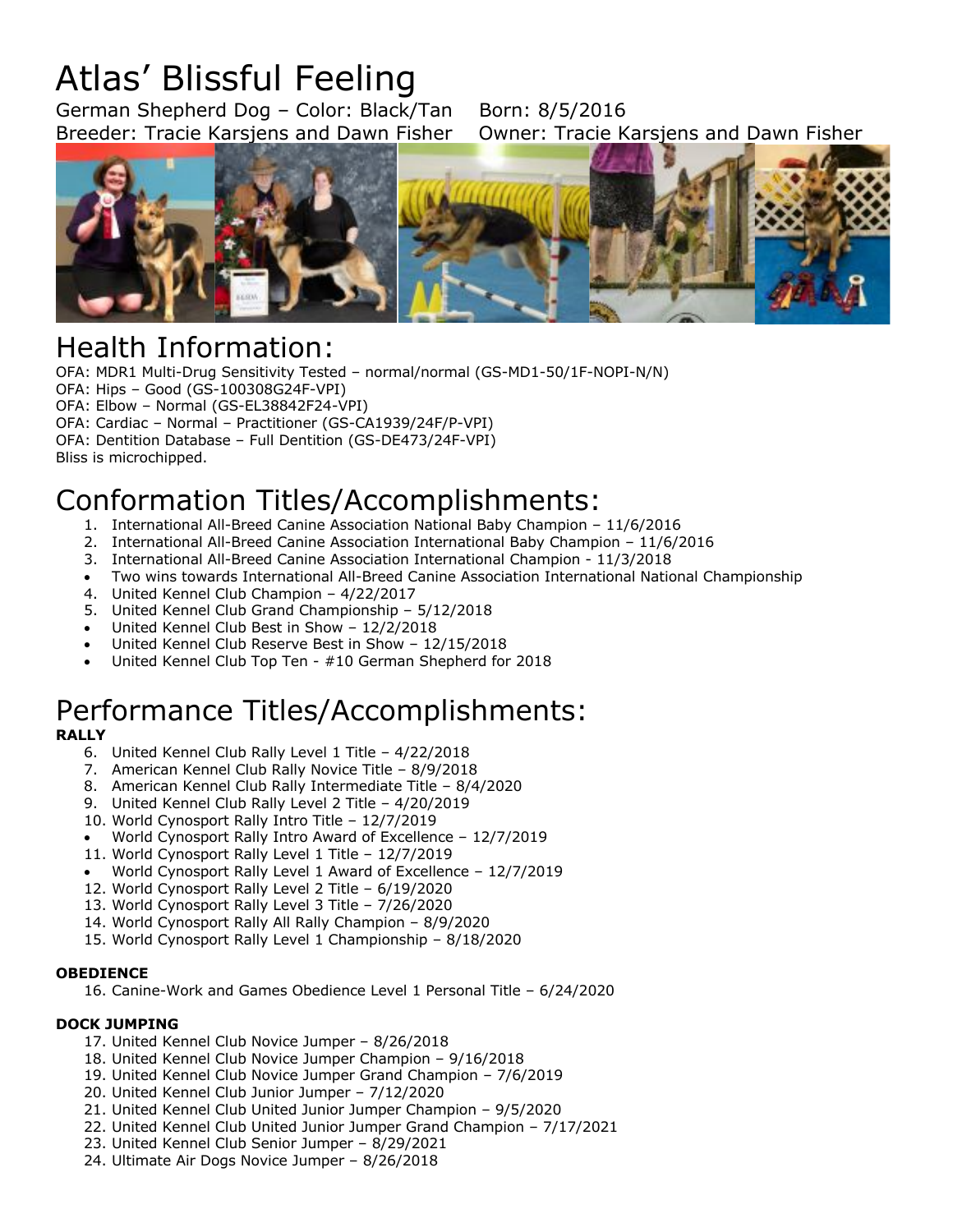# Atlas' Blissful Feeling

German Shepherd Dog – Color: Black/Tan    Born: 8/5/2016
Breeder: Tracie Karsjens and Dawn Fisher    Owner: Tracie Karsjens and Dawn Fisher

## Health Information:

OFA: MDR1 Multi-Drug Sensitivity Tested – normal/normal (GS-MD1-50/1F-NOPI-N/N)
OFA: Hips – Good (GS-100308G24F-VPI)
OFA: Elbow – Normal (GS-EL38842F24-VPI)
OFA: Cardiac – Normal – Practitioner (GS-CA1939/24F/P-VPI)
OFA: Dentition Database – Full Dentition (GS-DE473/24F-VPI)
Bliss is microchipped.

## Conformation Titles/Accomplishments:

1. International All-Breed Canine Association National Baby Champion – 11/6/2016
2. International All-Breed Canine Association International Baby Champion – 11/6/2016
3. International All-Breed Canine Association International Champion - 11/3/2018
- Two wins towards International All-Breed Canine Association International National Championship
4. United Kennel Club Champion – 4/22/2017
5. United Kennel Club Grand Championship – 5/12/2018
- United Kennel Club Best in Show – 12/2/2018
- United Kennel Club Reserve Best in Show – 12/15/2018
- United Kennel Club Top Ten - #10 German Shepherd for 2018

## Performance Titles/Accomplishments:

**RALLY**

6. United Kennel Club Rally Level 1 Title – 4/22/2018
7. American Kennel Club Rally Novice Title – 8/9/2018
8. American Kennel Club Rally Intermediate Title – 8/4/2020
9. United Kennel Club Rally Level 2 Title – 4/20/2019
10. World Cynosport Rally Intro Title – 12/7/2019
- World Cynosport Rally Intro Award of Excellence – 12/7/2019
11. World Cynosport Rally Level 1 Title – 12/7/2019
- World Cynosport Rally Level 1 Award of Excellence – 12/7/2019
12. World Cynosport Rally Level 2 Title – 6/19/2020
13. World Cynosport Rally Level 3 Title – 7/26/2020
14. World Cynosport Rally All Rally Champion – 8/9/2020
15. World Cynosport Rally Level 1 Championship – 8/18/2020

**OBEDIENCE**

16. Canine-Work and Games Obedience Level 1 Personal Title – 6/24/2020

**DOCK JUMPING**

17. United Kennel Club Novice Jumper – 8/26/2018
18. United Kennel Club Novice Jumper Champion – 9/16/2018
19. United Kennel Club Novice Jumper Grand Champion – 7/6/2019
20. United Kennel Club Junior Jumper – 7/12/2020
21. United Kennel Club United Junior Jumper Champion – 9/5/2020
22. United Kennel Club United Junior Jumper Grand Champion – 7/17/2021
23. United Kennel Club Senior Jumper – 8/29/2021
24. Ultimate Air Dogs Novice Jumper – 8/26/2018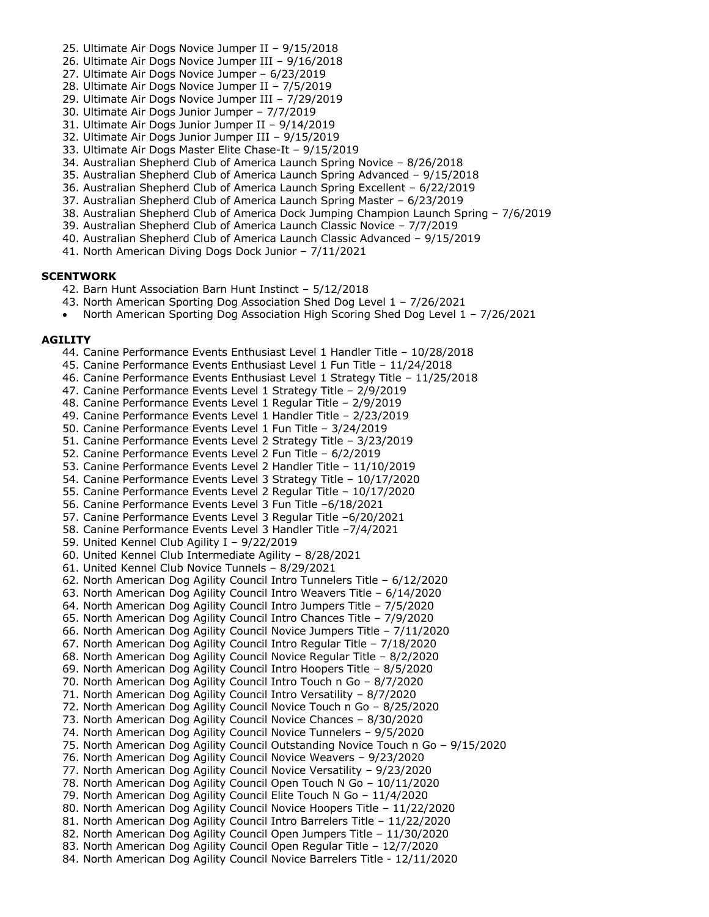25. Ultimate Air Dogs Novice Jumper II – 9/15/2018
26. Ultimate Air Dogs Novice Jumper III – 9/16/2018
27. Ultimate Air Dogs Novice Jumper – 6/23/2019
28. Ultimate Air Dogs Novice Jumper II – 7/5/2019
29. Ultimate Air Dogs Novice Jumper III – 7/29/2019
30. Ultimate Air Dogs Junior Jumper – 7/7/2019
31. Ultimate Air Dogs Junior Jumper II – 9/14/2019
32. Ultimate Air Dogs Junior Jumper III – 9/15/2019
33. Ultimate Air Dogs Master Elite Chase-It – 9/15/2019
34. Australian Shepherd Club of America Launch Spring Novice – 8/26/2018
35. Australian Shepherd Club of America Launch Spring Advanced – 9/15/2018
36. Australian Shepherd Club of America Launch Spring Excellent – 6/22/2019
37. Australian Shepherd Club of America Launch Spring Master – 6/23/2019
38. Australian Shepherd Club of America Dock Jumping Champion Launch Spring – 7/6/2019
39. Australian Shepherd Club of America Launch Classic Novice – 7/7/2019
40. Australian Shepherd Club of America Launch Classic Advanced – 9/15/2019
41. North American Diving Dogs Dock Junior – 7/11/2021

**SCENTWORK**

42. Barn Hunt Association Barn Hunt Instinct – 5/12/2018
43. North American Sporting Dog Association Shed Dog Level 1 – 7/26/2021

- North American Sporting Dog Association High Scoring Shed Dog Level 1 – 7/26/2021

**AGILITY**

44. Canine Performance Events Enthusiast Level 1 Handler Title – 10/28/2018
45. Canine Performance Events Enthusiast Level 1 Fun Title – 11/24/2018
46. Canine Performance Events Enthusiast Level 1 Strategy Title – 11/25/2018
47. Canine Performance Events Level 1 Strategy Title – 2/9/2019
48. Canine Performance Events Level 1 Regular Title – 2/9/2019
49. Canine Performance Events Level 1 Handler Title – 2/23/2019
50. Canine Performance Events Level 1 Fun Title – 3/24/2019
51. Canine Performance Events Level 2 Strategy Title – 3/23/2019
52. Canine Performance Events Level 2 Fun Title – 6/2/2019
53. Canine Performance Events Level 2 Handler Title – 11/10/2019
54. Canine Performance Events Level 3 Strategy Title – 10/17/2020
55. Canine Performance Events Level 2 Regular Title – 10/17/2020
56. Canine Performance Events Level 3 Fun Title –6/18/2021
57. Canine Performance Events Level 3 Regular Title –6/20/2021
58. Canine Performance Events Level 3 Handler Title –7/4/2021
59. United Kennel Club Agility I – 9/22/2019
60. United Kennel Club Intermediate Agility – 8/28/2021
61. United Kennel Club Novice Tunnels – 8/29/2021
62. North American Dog Agility Council Intro Tunnelers Title – 6/12/2020
63. North American Dog Agility Council Intro Weavers Title – 6/14/2020
64. North American Dog Agility Council Intro Jumpers Title – 7/5/2020
65. North American Dog Agility Council Intro Chances Title – 7/9/2020
66. North American Dog Agility Council Novice Jumpers Title – 7/11/2020
67. North American Dog Agility Council Intro Regular Title – 7/18/2020
68. North American Dog Agility Council Novice Regular Title – 8/2/2020
69. North American Dog Agility Council Intro Hoopers Title – 8/5/2020
70. North American Dog Agility Council Intro Touch n Go – 8/7/2020
71. North American Dog Agility Council Intro Versatility – 8/7/2020
72. North American Dog Agility Council Novice Touch n Go – 8/25/2020
73. North American Dog Agility Council Novice Chances – 8/30/2020
74. North American Dog Agility Council Novice Tunnelers – 9/5/2020
75. North American Dog Agility Council Outstanding Novice Touch n Go – 9/15/2020
76. North American Dog Agility Council Novice Weavers – 9/23/2020
77. North American Dog Agility Council Novice Versatility – 9/23/2020
78. North American Dog Agility Council Open Touch N Go – 10/11/2020
79. North American Dog Agility Council Elite Touch N Go – 11/4/2020
80. North American Dog Agility Council Novice Hoopers Title – 11/22/2020
81. North American Dog Agility Council Intro Barrelers Title – 11/22/2020
82. North American Dog Agility Council Open Jumpers Title – 11/30/2020
83. North American Dog Agility Council Open Regular Title – 12/7/2020
84. North American Dog Agility Council Novice Barrelers Title - 12/11/2020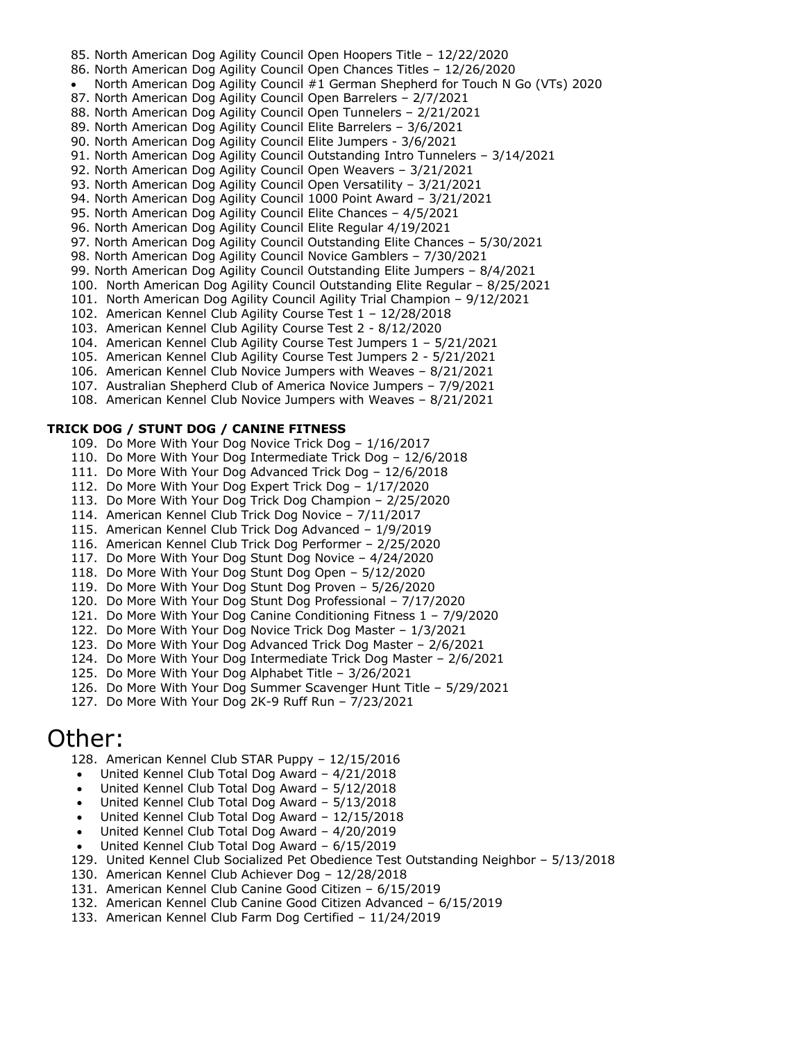85. North American Dog Agility Council Open Hoopers Title – 12/22/2020
86. North American Dog Agility Council Open Chances Titles – 12/26/2020

- North American Dog Agility Council #1 German Shepherd for Touch N Go (VTs) 2020

87. North American Dog Agility Council Open Barrelers – 2/7/2021
88. North American Dog Agility Council Open Tunnelers – 2/21/2021
89. North American Dog Agility Council Elite Barrelers – 3/6/2021
90. North American Dog Agility Council Elite Jumpers - 3/6/2021
91. North American Dog Agility Council Outstanding Intro Tunnelers – 3/14/2021
92. North American Dog Agility Council Open Weavers – 3/21/2021
93. North American Dog Agility Council Open Versatility – 3/21/2021
94. North American Dog Agility Council 1000 Point Award – 3/21/2021
95. North American Dog Agility Council Elite Chances – 4/5/2021
96. North American Dog Agility Council Elite Regular 4/19/2021
97. North American Dog Agility Council Outstanding Elite Chances – 5/30/2021
98. North American Dog Agility Council Novice Gamblers – 7/30/2021
99. North American Dog Agility Council Outstanding Elite Jumpers – 8/4/2021
100. North American Dog Agility Council Outstanding Elite Regular – 8/25/2021
101. North American Dog Agility Council Agility Trial Champion – 9/12/2021
102. American Kennel Club Agility Course Test 1 – 12/28/2018
103. American Kennel Club Agility Course Test 2 - 8/12/2020
104. American Kennel Club Agility Course Test Jumpers 1 – 5/21/2021
105. American Kennel Club Agility Course Test Jumpers 2 - 5/21/2021
106. American Kennel Club Novice Jumpers with Weaves – 8/21/2021
107. Australian Shepherd Club of America Novice Jumpers – 7/9/2021
108. American Kennel Club Novice Jumpers with Weaves – 8/21/2021

**TRICK DOG / STUNT DOG / CANINE FITNESS**

109. Do More With Your Dog Novice Trick Dog – 1/16/2017
110. Do More With Your Dog Intermediate Trick Dog – 12/6/2018
111. Do More With Your Dog Advanced Trick Dog – 12/6/2018
112. Do More With Your Dog Expert Trick Dog – 1/17/2020
113. Do More With Your Dog Trick Dog Champion – 2/25/2020
114. American Kennel Club Trick Dog Novice – 7/11/2017
115. American Kennel Club Trick Dog Advanced – 1/9/2019
116. American Kennel Club Trick Dog Performer – 2/25/2020
117. Do More With Your Dog Stunt Dog Novice – 4/24/2020
118. Do More With Your Dog Stunt Dog Open – 5/12/2020
119. Do More With Your Dog Stunt Dog Proven – 5/26/2020
120. Do More With Your Dog Stunt Dog Professional – 7/17/2020
121. Do More With Your Dog Canine Conditioning Fitness 1 – 7/9/2020
122. Do More With Your Dog Novice Trick Dog Master – 1/3/2021
123. Do More With Your Dog Advanced Trick Dog Master – 2/6/2021
124. Do More With Your Dog Intermediate Trick Dog Master – 2/6/2021
125. Do More With Your Dog Alphabet Title – 3/26/2021
126. Do More With Your Dog Summer Scavenger Hunt Title – 5/29/2021
127. Do More With Your Dog 2K-9 Ruff Run – 7/23/2021

# Other:

128. American Kennel Club STAR Puppy – 12/15/2016

- United Kennel Club Total Dog Award – 4/21/2018
- United Kennel Club Total Dog Award – 5/12/2018
- United Kennel Club Total Dog Award – 5/13/2018
- United Kennel Club Total Dog Award – 12/15/2018
- United Kennel Club Total Dog Award – 4/20/2019
- United Kennel Club Total Dog Award – 6/15/2019

129. United Kennel Club Socialized Pet Obedience Test Outstanding Neighbor – 5/13/2018
130. American Kennel Club Achiever Dog – 12/28/2018
131. American Kennel Club Canine Good Citizen – 6/15/2019
132. American Kennel Club Canine Good Citizen Advanced – 6/15/2019
133. American Kennel Club Farm Dog Certified – 11/24/2019